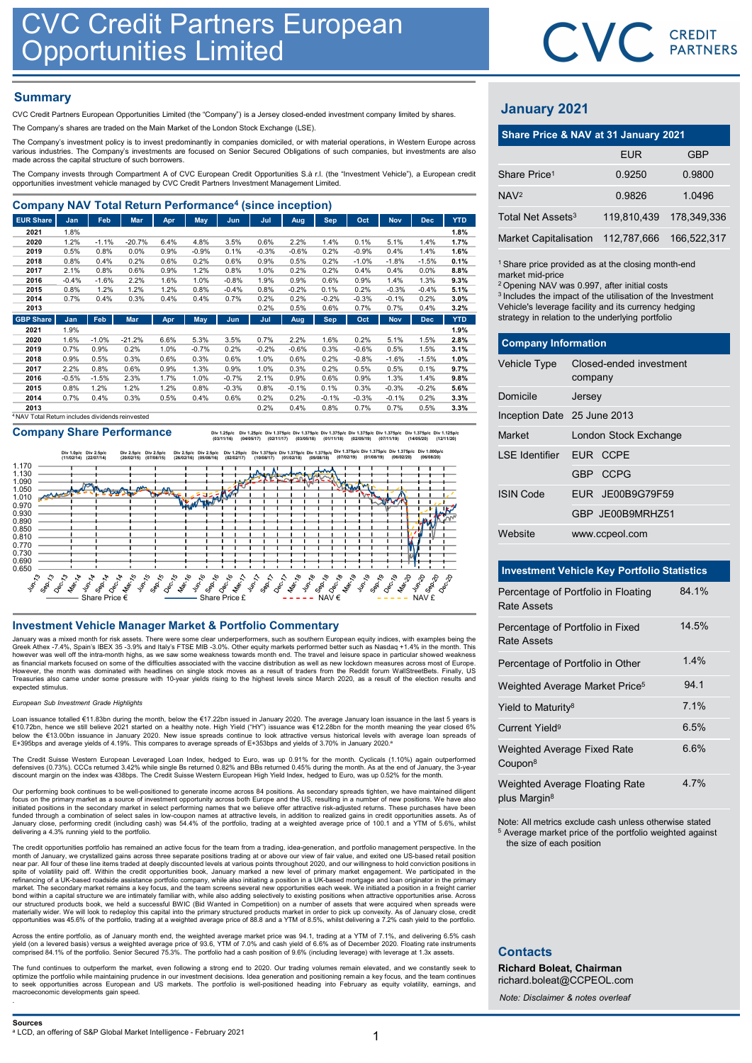# CVC Credit Partners European Opportunities Limited

## Summary

CVC Credit Partners European Opportunities Limited (the "Company") is a Jersey closed-ended investment company limited by shares.

The Company's shares are traded on the Main Market of the London Stock Exchange (LSE).

The Company's investment policy is to invest predominantly in companies domiciled, or with material operations, in Western Europe across various industries. The Company's investments are focused on Senior Secured Obligations of such companies, but investments are also made across the capital structure of such borrowers.

The Company invests through Compartment A of CVC European Credit Opportunities S.à r.l. (the "Investment Vehicle"), a European credit opportunities investment vehicle managed by CVC Credit Partners Investment Management Limited.

## Company NAV Total Return Performance[4] (since inception)

| EUR Share | Jan | Feb | Mar | Apr | May | Jun | Jul | Aug | Sep | Oct | Nov | Dec | YTD |
|---|---|---|---|---|---|---|---|---|---|---|---|---|---|
| 2021 | 1.8% | | | | | | | | | | | | 1.8% |
| 2020 | 1.2% | -1.1% | -20.7% | 6.4% | 4.8% | 3.5% | 0.6% | 2.2% | 1.4% | 0.1% | 5.1% | 1.4% | 1.7% |
| 2019 | 0.5% | 0.8% | 0.0% | 0.9% | -0.9% | 0.1% | -0.3% | -0.6% | 0.2% | -0.9% | 0.4% | 1.4% | 1.6% |
| 2018 | 0.8% | 0.4% | 0.2% | 0.6% | 0.2% | 0.6% | 0.9% | 0.5% | 0.2% | -1.0% | -1.8% | -1.5% | 0.1% |
| 2017 | 2.1% | 0.8% | 0.6% | 0.9% | 1.2% | 0.8% | 1.0% | 0.2% | 0.2% | 0.4% | 0.4% | 0.0% | 8.8% |
| 2016 | -0.4% | -1.6% | 2.2% | 1.6% | 1.0% | -0.8% | 1.9% | 0.9% | 0.6% | 0.9% | 1.4% | 1.3% | 9.3% |
| 2015 | 0.8% | 1.2% | 1.2% | 1.2% | 0.8% | -0.4% | 0.8% | -0.2% | 0.1% | 0.2% | -0.3% | -0.4% | 5.1% |
| 2014 | 0.7% | 0.4% | 0.3% | 0.4% | 0.4% | 0.7% | 0.2% | 0.2% | -0.2% | -0.3% | -0.1% | 0.2% | 3.0% |
| 2013 | | | | | | | 0.2% | 0.5% | 0.6% | 0.7% | 0.7% | 0.4% | 3.2% |

| GBP Share | Jan | Feb | Mar | Apr | May | Jun | Jul | Aug | Sep | Oct | Nov | Dec | YTD |
|---|---|---|---|---|---|---|---|---|---|---|---|---|---|
| 2021 | 1.9% | | | | | | | | | | | | 1.9% |
| 2020 | 1.6% | -1.0% | -21.2% | 6.6% | 5.3% | 3.5% | 0.7% | 2.2% | 1.6% | 0.2% | 5.1% | 1.5% | 2.8% |
| 2019 | 0.7% | 0.9% | 0.2% | 1.0% | -0.7% | 0.2% | -0.2% | -0.6% | 0.3% | -0.6% | 0.5% | 1.5% | 3.1% |
| 2018 | 0.9% | 0.5% | 0.3% | 0.6% | 0.3% | 0.6% | 1.0% | 0.6% | 0.2% | -0.8% | -1.6% | -1.5% | 1.0% |
| 2017 | 2.2% | 0.8% | 0.6% | 0.9% | 1.3% | 0.9% | 1.0% | 0.3% | 0.2% | 0.5% | 0.5% | 0.1% | 9.7% |
| 2016 | -0.5% | -1.5% | 2.3% | 1.7% | 1.0% | -0.7% | 2.1% | 0.9% | 0.6% | 0.9% | 1.3% | 1.4% | 9.8% |
| 2015 | 0.8% | 1.2% | 1.2% | 1.2% | 0.8% | -0.3% | 0.8% | -0.1% | 0.1% | 0.3% | -0.3% | -0.2% | 5.6% |
| 2014 | 0.7% | 0.4% | 0.3% | 0.5% | 0.4% | 0.6% | 0.2% | 0.2% | -0.1% | -0.3% | -0.1% | 0.2% | 3.3% |
| 2013 | | | | | | | 0.2% | 0.4% | 0.8% | 0.7% | 0.7% | 0.5% | 3.3% |

[4] NAV Total Return includes dividends reinvested

## Company Share Performance

Div 1.0p/c (11/02/14) Div 2.5p/c (22/07/14) Div 2.5p/c (20/02/15) Div 2.5p/c (07/08/15) Div 2.5p/c (26/02/16) Div 2.5p/c (05/08/16) Div 1.25p/c (03/11/16) Div 1.25p/c (02/02/17) Div 1.25p/c (04/05/17) Div 1.375p/c (10/08/17) Div 1.375p/c (02/11/17) Div 1.375p/c (01/02/18) Div 1.375p/c (03/05/18) Div 1.375p/c (09/08/18) Div 1.375p/c (01/11/18) Div 1.375p/c (07/02/19) Div 1.375p/c (02/05/19) Div 1.375p/c (01/08/19) Div 1.375p/c (07/11/19) Div 1.375p/c (06/02/20) Div 1.375p/c (14/05/20) Div 1.000p/c (06/08/20) Div 1.125p/c (12/11/20)

Share Price € — Share Price £ — NAV € — NAV £

## Investment Vehicle Manager Market & Portfolio Commentary

January was a mixed month for risk assets. There were some clear underperformers, such as southern European equity indices, with examples being the Greek Athex -7.4%, Spain's IBEX 35 -3.9% and Italy's FTSE MIB -3.0%. Other equity markets performed better such as Nasdaq +1.4% in the month. This however was well off the intra-month highs, as we saw some weakness towards month end. The travel and leisure space in particular showed weakness as financial markets focused on some of the difficulties associated with the vaccine distribution as well as new lockdown measures across most of Europe. However, the month was dominated with headlines on single stock moves as a result of traders from the Reddit forum WallStreetBets. Finally, US Treasuries also came under some pressure with 10-year yields rising to the highest levels since March 2020, as a result of the election results and expected stimulus.

*European Sub Investment Grade Highlights*

Loan issuance totalled €11.83bn during the month, below the €17.22bn issued in January 2020. The average January loan issuance in the last 5 years is €10.72bn, hence we still believe 2021 started on a healthy note. High Yield ("HY") issuance was €12.28bn for the month meaning the year closed 6% below the €13.00bn issuance in January 2020. New issue spreads continue to look attractive versus historical levels with average loan spreads of E+395bps and average yields of 4.19%. This compares to average spreads of E+353bps and yields of 3.70% in January 2020.[a]

The Credit Suisse Western European Leveraged Loan Index, hedged to Euro, was up 0.91% for the month. Cyclicals (1.10%) again outperformed defensives (0.73%). CCCs returned 3.42% while single Bs returned 0.82% and BBs returned 0.45% during the month. As at the end of January, the 3-year discount margin on the index was 438bps. The Credit Suisse Western European High Yield Index, hedged to Euro, was up 0.52% for the month.

Our performing book continues to be well-positioned to generate income across 84 positions. As secondary spreads tighten, we have maintained diligent focus on the primary market as a source of investment opportunity across both Europe and the US, resulting in a number of new positions. We have also initiated positions in the secondary market in select performing names that we believe offer attractive risk-adjusted returns. These purchases have been funded through a combination of select sales in low-coupon names at attractive levels, in addition to realized gains in credit opportunities assets. As of January close, performing credit (including cash) was 54.4% of the portfolio, trading at a weighted average price of 100.1 and a YTM of 5.6%, whilst delivering a 4.3% running yield to the portfolio.

The credit opportunities portfolio has remained an active focus for the team from a trading, idea-generation, and portfolio management perspective. In the month of January, we crystallized gains across three separate positions trading at or above our view of fair value, and exited one US-based retail position near par. All four of these line items traded at deeply discounted levels at various points throughout 2020, and our willingness to hold conviction positions in spite of volatility paid off. Within the credit opportunities book, January marked a new level of primary market engagement. We participated in the refinancing of a UK-based roadside assistance portfolio company, while also initiating a position in a UK-based mortgage and loan originator in the primary market. The secondary market remains a key focus, and the team screens several new opportunities each week. We initiated a position in a freight carrier bond within a capital structure we are intimately familiar with, while also adding selectively to existing positions when attractive opportunities arise. Across our structured products book, we held a successful BWIC (Bid Wanted in Competition) on a number of assets that were acquired when spreads were materially wider. We will look to redeploy this capital into the primary structured products market in order to pick up convexity. As of January close, credit opportunities was 45.6% of the portfolio, trading at a weighted average price of 88.8 and a YTM of 8.5%, whilst delivering a 7.2% cash yield to the portfolio.

Across the entire portfolio, as of January month end, the weighted average market price was 94.1, trading at a YTM of 7.1%, and delivering 6.5% cash yield (on a levered basis) versus a weighted average price of 93.6, YTM of 7.0% and cash yield of 6.6% as of December 2020. Floating rate instruments comprised 84.1% of the portfolio. Senior Secured 75.3%. The portfolio had a cash position of 9.6% (including leverage) with leverage at 1.3x assets.

The fund continues to outperform the market, even following a strong end to 2020. Our trading volumes remain elevated, and we constantly seek to optimize the portfolio while maintaining prudence in our investment decisions. Idea generation and positioning remain a key focus, and the team continues to seek opportunities across European and US markets. The portfolio is well-positioned heading into February as equity volatility, earnings, and macroeconomic developments gain speed.

**Sources**

[a] LCD, an offering of S&P Global Market Intelligence - February 2021

## January 2021

### Share Price & NAV at 31 January 2021

| | EUR | GBP |
|---|---|---|
| Share Price[1] | 0.9250 | 0.9800 |
| NAV[2] | 0.9826 | 1.0496 |
| Total Net Assets[3] | 119,810,439 | 178,349,336 |
| Market Capitalisation | 112,787,666 | 166,522,317 |

[1] Share price provided as at the closing month-end market mid-price

[2] Opening NAV was 0.997, after initial costs

[3] Includes the impact of the utilisation of the Investment Vehicle's leverage facility and its currency hedging strategy in relation to the underlying portfolio

### Company Information

| | |
|---|---|
| Vehicle Type | Closed-ended investment company |
| Domicile | Jersey |
| Inception Date | 25 June 2013 |
| Market | London Stock Exchange |
| LSE Identifier | EUR CCPE |
| | GBP CCPG |
| ISIN Code | EUR JE00B9G79F59 |
| | GBP JE00B9MRHZ51 |
| Website | www.ccpeol.com |

### Investment Vehicle Key Portfolio Statistics

| | |
|---|---|
| Percentage of Portfolio in Floating Rate Assets | 84.1% |
| Percentage of Portfolio in Fixed Rate Assets | 14.5% |
| Percentage of Portfolio in Other | 1.4% |
| Weighted Average Market Price[5] | 94.1 |
| Yield to Maturity[8] | 7.1% |
| Current Yield[9] | 6.5% |
| Weighted Average Fixed Rate Coupon[8] | 6.6% |
| Weighted Average Floating Rate plus Margin[8] | 4.7% |

Note: All metrics exclude cash unless otherwise stated

[5] Average market price of the portfolio weighted against the size of each position

## Contacts

**Richard Boleat, Chairman**
richard.boleat@CCPEOL.com

*Note: Disclaimer & notes overleaf*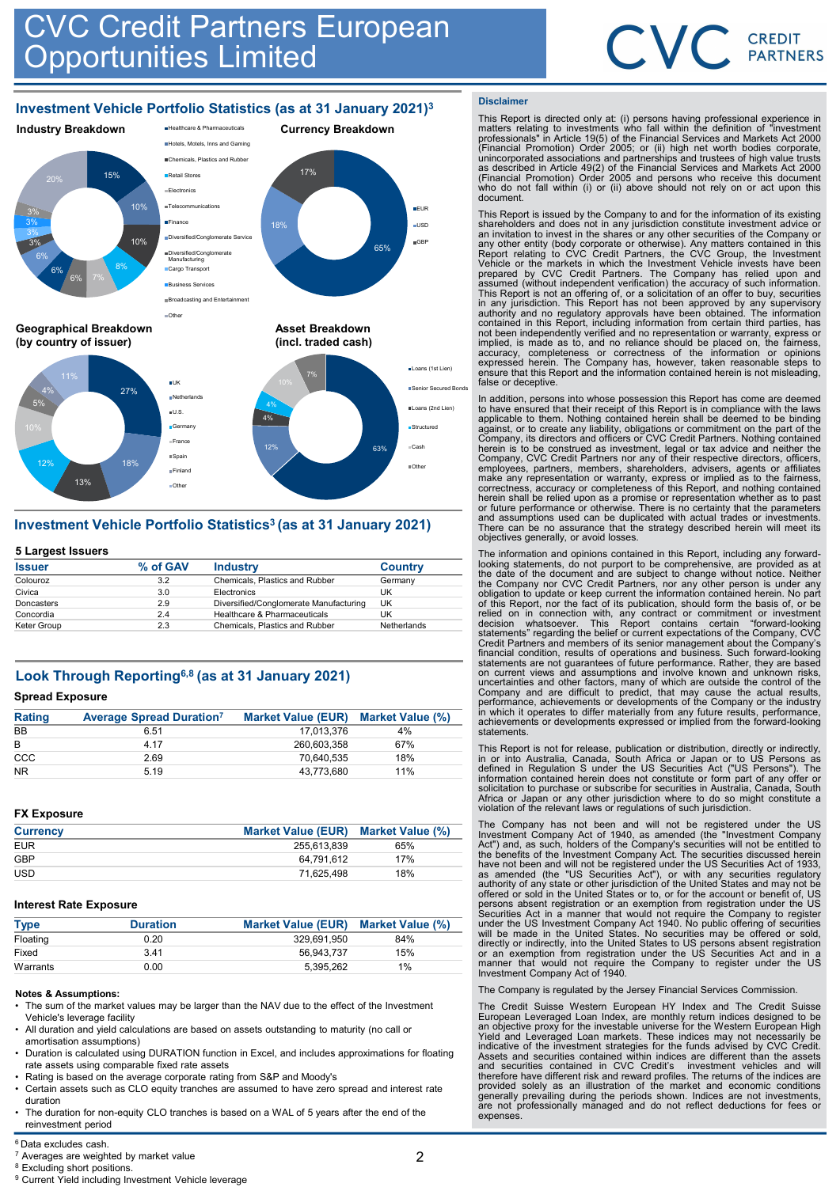# CVC Credit Partners European Opportunities Limited

## Investment Vehicle Portfolio Statistics (as at 31 January 2021)[3]

### Industry Breakdown

15%
10%
10%
8%
7%
6%
6%
6%
3%
3%
3%
3%
20%

Healthcare & Pharmaceuticals
Hotels, Motels, Inns and Gaming
Chemicals, Plastics and Rubber
Retail Stores
Electronics
Telecommunications
Finance
Diversified/Conglomerate Service
Diversified/Conglomerate Manufacturing
Cargo Transport
Business Services
Broadcasting and Entertainment
Other

### Currency Breakdown

65%
18%
17%

EUR
USD
GBP

### Geographical Breakdown (by country of issuer)

27%
18%
13%
12%
10%
5%
4%
11%

UK
Netherlands
U.S.
Germany
France
Spain
Finland
Other

### Asset Breakdown (incl. traded cash)

63%
12%
4%
4%
10%
7%

Loans (1st Lien)
Senior Secured Bonds
Loans (2nd Lien)
Structured
Cash
Other

## Investment Vehicle Portfolio Statistics[3] (as at 31 January 2021)

### 5 Largest Issuers

| Issuer | % of GAV | Industry | Country |
|---|---|---|---|
| Colouroz | 3.2 | Chemicals, Plastics and Rubber | Germany |
| Civica | 3.0 | Electronics | UK |
| Doncasters | 2.9 | Diversified/Conglomerate Manufacturing | UK |
| Concordia | 2.4 | Healthcare & Pharmaceuticals | UK |
| Keter Group | 2.3 | Chemicals, Plastics and Rubber | Netherlands |

## Look Through Reporting[6,8] (as at 31 January 2021)

### Spread Exposure

| Rating | Average Spread Duration[7] | Market Value (EUR) | Market Value (%) |
|---|---|---|---|
| BB | 6.51 | 17,013,376 | 4% |
| B | 4.17 | 260,603,358 | 67% |
| CCC | 2.69 | 70,640,535 | 18% |
| NR | 5.19 | 43,773,680 | 11% |

### FX Exposure

| Currency | Market Value (EUR) | Market Value (%) |
|---|---|---|
| EUR | 255,613,839 | 65% |
| GBP | 64,791,612 | 17% |
| USD | 71,625,498 | 18% |

### Interest Rate Exposure

| Type | Duration | Market Value (EUR) | Market Value (%) |
|---|---|---|---|
| Floating | 0.20 | 329,691,950 | 84% |
| Fixed | 3.41 | 56,943,737 | 15% |
| Warrants | 0.00 | 5,395,262 | 1% |

**Notes & Assumptions:**

- The sum of the market values may be larger than the NAV due to the effect of the Investment Vehicle's leverage facility
- All duration and yield calculations are based on assets outstanding to maturity (no call or amortisation assumptions)
- Duration is calculated using DURATION function in Excel, and includes approximations for floating rate assets using comparable fixed rate assets
- Rating is based on the average corporate rating from S&P and Moody's
- Certain assets such as CLO equity tranches are assumed to have zero spread and interest rate duration
- The duration for non-equity CLO tranches is based on a WAL of 5 years after the end of the reinvestment period

### Disclaimer

This Report is directed only at: (i) persons having professional experience in matters relating to investments who fall within the definition of "investment professionals" in Article 19(5) of the Financial Services and Markets Act 2000 (Financial Promotion) Order 2005; or (ii) high net worth bodies corporate, unincorporated associations and partnerships and trustees of high value trusts as described in Article 49(2) of the Financial Services and Markets Act 2000 (Financial Promotion) Order 2005 and persons who receive this document who do not fall within (i) or (ii) above should not rely on or act upon this document.

This Report is issued by the Company to and for the information of its existing shareholders and does not in any jurisdiction constitute investment advice or an invitation to invest in the shares or any other securities of the Company or any other entity (body corporate or otherwise). Any matters contained in this Report relating to CVC Credit Partners, the CVC Group, the Investment Vehicle or the markets in which the Investment Vehicle invests have been prepared by CVC Credit Partners. The Company has relied upon and assumed (without independent verification) the accuracy of such information. This Report is not an offering of, or a solicitation of an offer to buy, securities in any jurisdiction. This Report has not been approved by any supervisory authority and no regulatory approvals have been obtained. The information contained in this Report, including information from certain third parties, has not been independently verified and no representation or warranty, express or implied, is made as to, and no reliance should be placed on, the fairness, accuracy, completeness or correctness of the information or opinions expressed herein. The Company has, however, taken reasonable steps to ensure that this Report and the information contained herein is not misleading, false or deceptive.

In addition, persons into whose possession this Report has come are deemed to have ensured that their receipt of this Report is in compliance with the laws applicable to them. Nothing contained herein shall be deemed to be binding against, or to create any liability, obligations or commitment on the part of the Company, its directors and officers or CVC Credit Partners. Nothing contained herein is to be construed as investment, legal or tax advice and neither the Company, CVC Credit Partners nor any of their respective directors, officers, employees, partners, members, shareholders, advisers, agents or affiliates make any representation or warranty, express or implied as to the fairness, correctness, accuracy or completeness of this Report, and nothing contained herein shall be relied upon as a promise or representation whether as to past or future performance or otherwise. There is no certainty that the parameters and assumptions used can be duplicated with actual trades or investments. There can be no assurance that the strategy described herein will meet its objectives generally, or avoid losses.

The information and opinions contained in this Report, including any forward-looking statements, do not purport to be comprehensive, are provided as at the date of the document and are subject to change without notice. Neither the Company nor CVC Credit Partners, nor any other person is under any obligation to update or keep current the information contained herein. No part of this Report, nor the fact of its publication, should form the basis of, or be relied on in connection with, any contract or commitment or investment decision whatsoever. This Report contains certain "forward-looking statements" regarding the belief or current expectations of the Company, CVC Credit Partners and members of its senior management about the Company's financial condition, results of operations and business. Such forward-looking statements are not guarantees of future performance. Rather, they are based on current views and assumptions and involve known and unknown risks, uncertainties and other factors, many of which are outside the control of the Company and are difficult to predict, that may cause the actual results, performance, achievements or developments of the Company or the industry in which it operates to differ materially from any future results, performance, achievements or developments expressed or implied from the forward-looking statements.

This Report is not for release, publication or distribution, directly or indirectly, in or into Australia, Canada, South Africa or Japan or to US Persons as defined in Regulation S under the US Securities Act ("US Persons"). The information contained herein does not constitute or form part of any offer or solicitation to purchase or subscribe for securities in Australia, Canada, South Africa or Japan or any other jurisdiction where to do so might constitute a violation of the relevant laws or regulations of such jurisdiction.

The Company has not been and will not be registered under the US Investment Company Act of 1940, as amended (the "Investment Company Act") and, as such, holders of the Company's securities will not be entitled to the benefits of the Investment Company Act. The securities discussed herein have not been and will not be registered under the US Securities Act of 1933, as amended (the "US Securities Act"), or with any securities regulatory authority of any state or other jurisdiction of the United States and may not be offered or sold in the United States or to, or for the account or benefit of, US persons absent registration or an exemption from registration under the US Securities Act in a manner that would not require the Company to register under the US Investment Company Act 1940. No public offering of securities will be made in the United States. No securities may be offered or sold, directly or indirectly, into the United States to US persons absent registration or an exemption from registration under the US Securities Act and in a manner that would not require the Company to register under the US Investment Company Act of 1940.

The Company is regulated by the Jersey Financial Services Commission.

The Credit Suisse Western European HY Index and The Credit Suisse European Leveraged Loan Index, are monthly return indices designed to be an objective proxy for the investable universe for the Western European High Yield and Leveraged Loan markets. These indices may not necessarily be indicative of the investment strategies for the funds advised by CVC Credit. Assets and securities contained within indices are different than the assets and securities contained in CVC Credit's investment vehicles and will therefore have different risk and reward profiles. The returns of the indices are provided solely as an illustration of the market and economic conditions generally prevailing during the periods shown. Indices are not investments, are not professionally managed and do not reflect deductions for fees or expenses.

---

[6] Data excludes cash.
[7] Averages are weighted by market value
[8] Excluding short positions.
[9] Current Yield including Investment Vehicle leverage